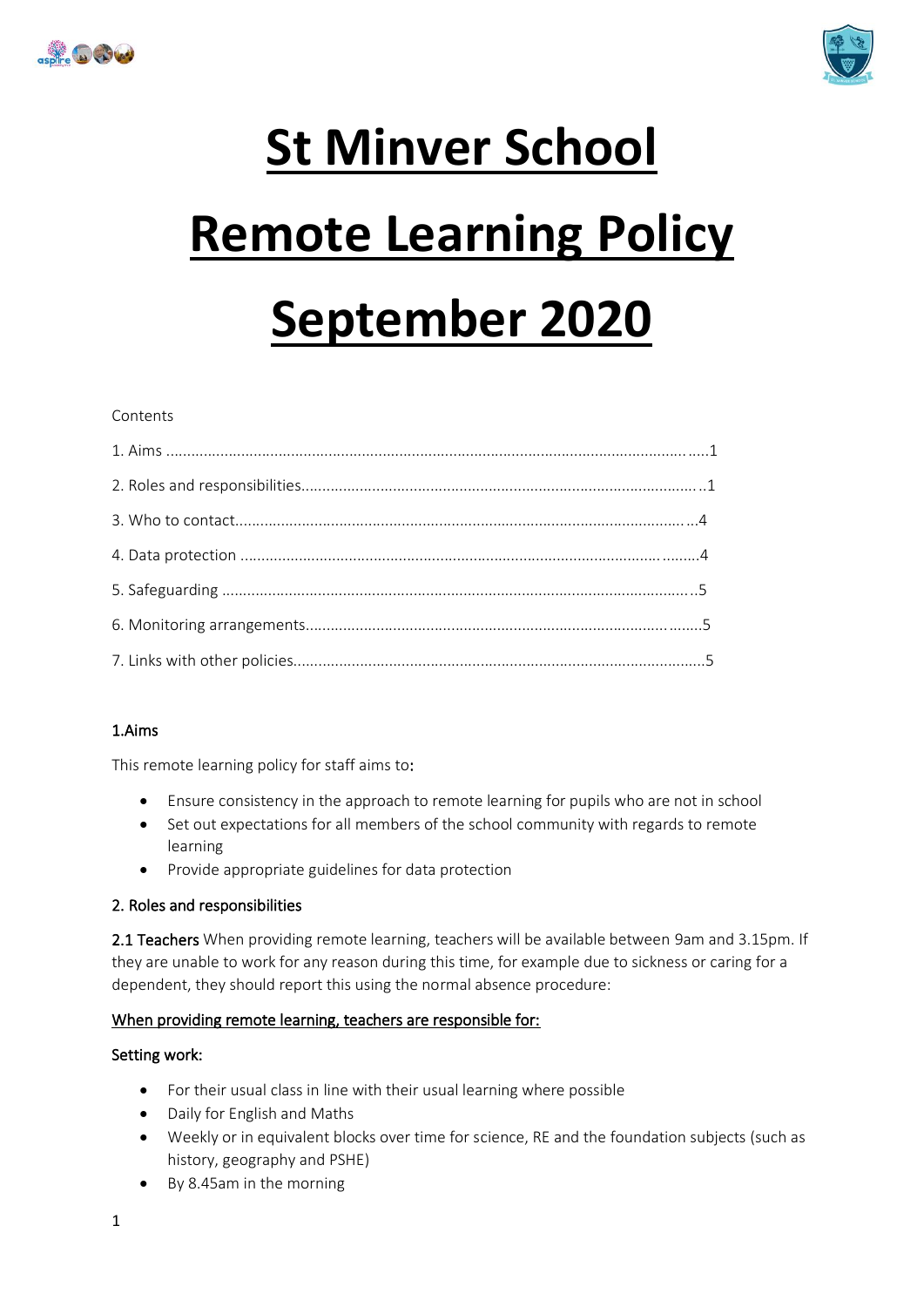# St Minver School

# Remote Learning Policy

# September 2020

Contents

1. Aims ........................................................................................................................1
2. Roles and responsibilities..........................................................................................1
3. Who to contact.........................................................................................................4
4. Data protection ........................................................................................................4
5. Safeguarding ...........................................................................................................5
6. Monitoring arrangements..........................................................................................5
7. Links with other policies.............................................................................................5

## 1.Aims

This remote learning policy for staff aims to:

- Ensure consistency in the approach to remote learning for pupils who are not in school
- Set out expectations for all members of the school community with regards to remote learning
- Provide appropriate guidelines for data protection

## 2. Roles and responsibilities

**2.1 Teachers** When providing remote learning, teachers will be available between 9am and 3.15pm. If they are unable to work for any reason during this time, for example due to sickness or caring for a dependent, they should report this using the normal absence procedure:

**When providing remote learning, teachers are responsible for:**

**Setting work:**

- For their usual class in line with their usual learning where possible
- Daily for English and Maths
- Weekly or in equivalent blocks over time for science, RE and the foundation subjects (such as history, geography and PSHE)
- By 8.45am in the morning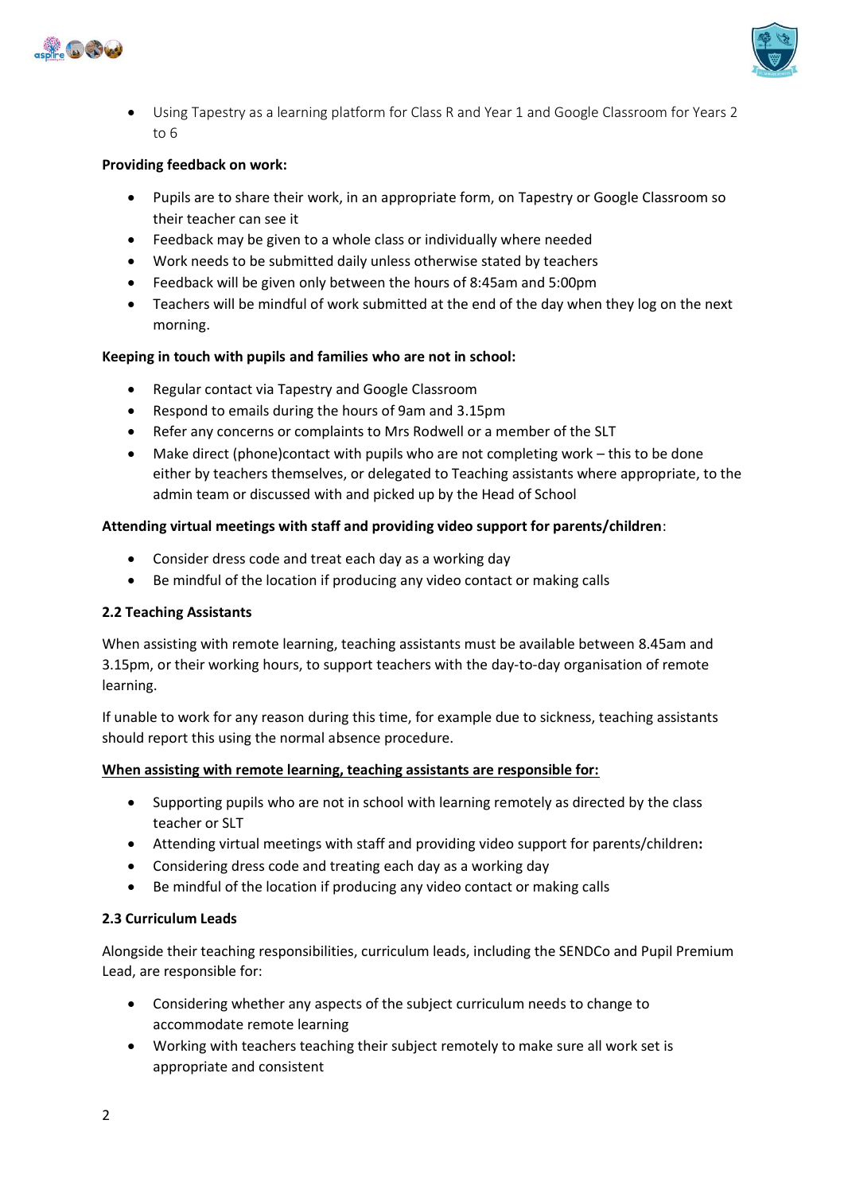- Using Tapestry as a learning platform for Class R and Year 1 and Google Classroom for Years 2 to 6

**Providing feedback on work:**

- Pupils are to share their work, in an appropriate form, on Tapestry or Google Classroom so their teacher can see it
- Feedback may be given to a whole class or individually where needed
- Work needs to be submitted daily unless otherwise stated by teachers
- Feedback will be given only between the hours of 8:45am and 5:00pm
- Teachers will be mindful of work submitted at the end of the day when they log on the next morning.

**Keeping in touch with pupils and families who are not in school:**

- Regular contact via Tapestry and Google Classroom
- Respond to emails during the hours of 9am and 3.15pm
- Refer any concerns or complaints to Mrs Rodwell or a member of the SLT
- Make direct (phone)contact with pupils who are not completing work – this to be done either by teachers themselves, or delegated to Teaching assistants where appropriate, to the admin team or discussed with and picked up by the Head of School

**Attending virtual meetings with staff and providing video support for parents/children**:

- Consider dress code and treat each day as a working day
- Be mindful of the location if producing any video contact or making calls

### 2.2 Teaching Assistants

When assisting with remote learning, teaching assistants must be available between 8.45am and 3.15pm, or their working hours, to support teachers with the day-to-day organisation of remote learning.

If unable to work for any reason during this time, for example due to sickness, teaching assistants should report this using the normal absence procedure.

**When assisting with remote learning, teaching assistants are responsible for:**

- Supporting pupils who are not in school with learning remotely as directed by the class teacher or SLT
- Attending virtual meetings with staff and providing video support for parents/children**:**
- Considering dress code and treating each day as a working day
- Be mindful of the location if producing any video contact or making calls

### 2.3 Curriculum Leads

Alongside their teaching responsibilities, curriculum leads, including the SENDCo and Pupil Premium Lead, are responsible for:

- Considering whether any aspects of the subject curriculum needs to change to accommodate remote learning
- Working with teachers teaching their subject remotely to make sure all work set is appropriate and consistent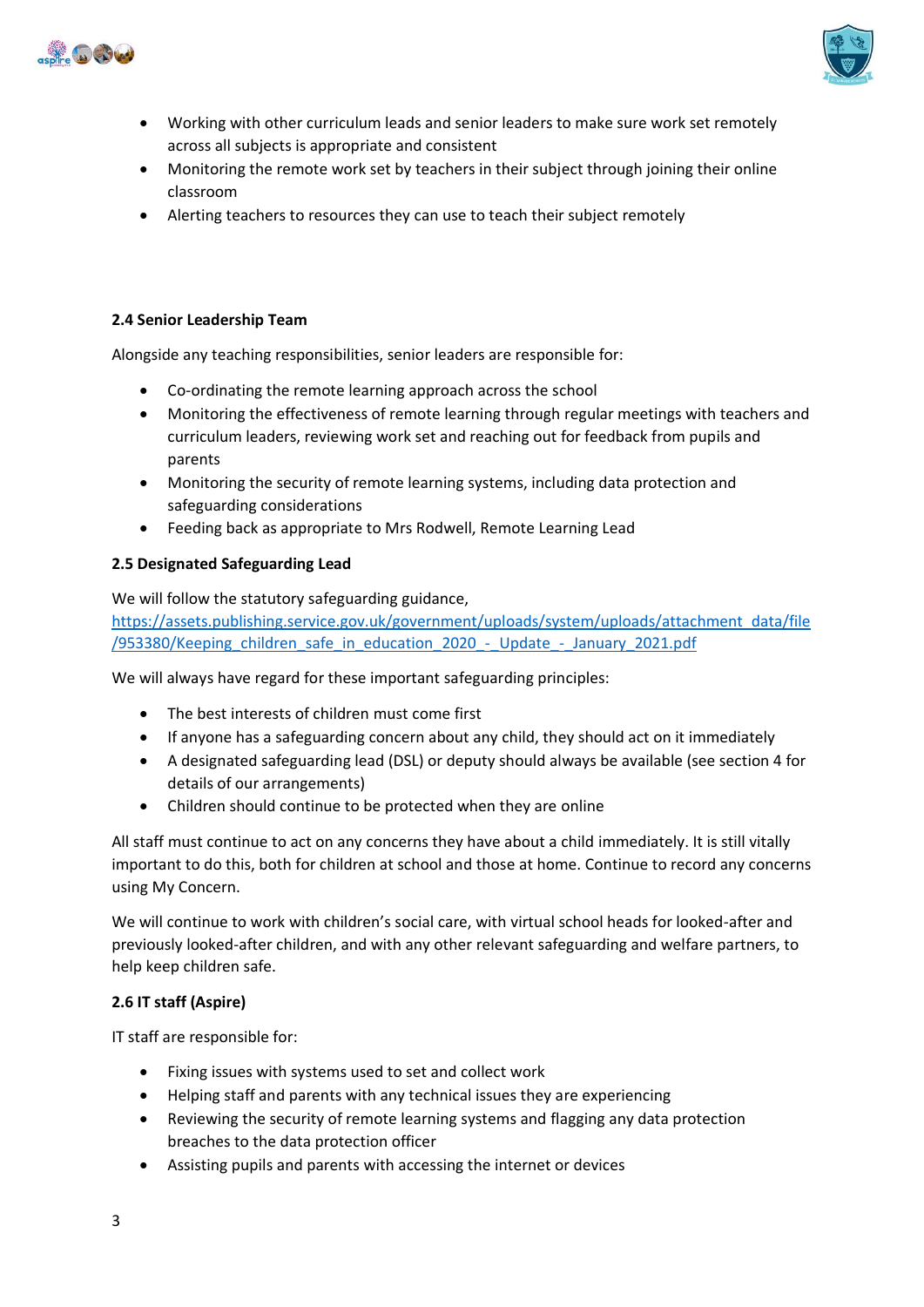- Working with other curriculum leads and senior leaders to make sure work set remotely across all subjects is appropriate and consistent
- Monitoring the remote work set by teachers in their subject through joining their online classroom
- Alerting teachers to resources they can use to teach their subject remotely

### 2.4 Senior Leadership Team

Alongside any teaching responsibilities, senior leaders are responsible for:

- Co-ordinating the remote learning approach across the school
- Monitoring the effectiveness of remote learning through regular meetings with teachers and curriculum leaders, reviewing work set and reaching out for feedback from pupils and parents
- Monitoring the security of remote learning systems, including data protection and safeguarding considerations
- Feeding back as appropriate to Mrs Rodwell, Remote Learning Lead

### 2.5 Designated Safeguarding Lead

We will follow the statutory safeguarding guidance, [https://assets.publishing.service.gov.uk/government/uploads/system/uploads/attachment_data/file/953380/Keeping_children_safe_in_education_2020_-_Update_-_January_2021.pdf](https://assets.publishing.service.gov.uk/government/uploads/system/uploads/attachment_data/file/953380/Keeping_children_safe_in_education_2020_-_Update_-_January_2021.pdf)

We will always have regard for these important safeguarding principles:

- The best interests of children must come first
- If anyone has a safeguarding concern about any child, they should act on it immediately
- A designated safeguarding lead (DSL) or deputy should always be available (see section 4 for details of our arrangements)
- Children should continue to be protected when they are online

All staff must continue to act on any concerns they have about a child immediately. It is still vitally important to do this, both for children at school and those at home. Continue to record any concerns using My Concern.

We will continue to work with children's social care, with virtual school heads for looked-after and previously looked-after children, and with any other relevant safeguarding and welfare partners, to help keep children safe.

### 2.6 IT staff (Aspire)

IT staff are responsible for:

- Fixing issues with systems used to set and collect work
- Helping staff and parents with any technical issues they are experiencing
- Reviewing the security of remote learning systems and flagging any data protection breaches to the data protection officer
- Assisting pupils and parents with accessing the internet or devices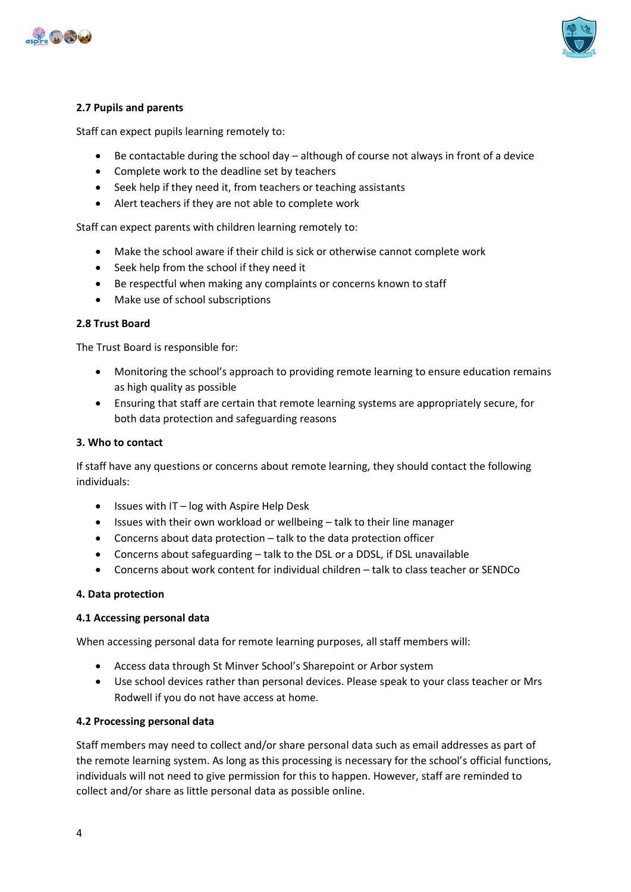### 2.7 Pupils and parents

Staff can expect pupils learning remotely to:

- Be contactable during the school day – although of course not always in front of a device
- Complete work to the deadline set by teachers
- Seek help if they need it, from teachers or teaching assistants
- Alert teachers if they are not able to complete work

Staff can expect parents with children learning remotely to:

- Make the school aware if their child is sick or otherwise cannot complete work
- Seek help from the school if they need it
- Be respectful when making any complaints or concerns known to staff
- Make use of school subscriptions

### 2.8 Trust Board

The Trust Board is responsible for:

- Monitoring the school's approach to providing remote learning to ensure education remains as high quality as possible
- Ensuring that staff are certain that remote learning systems are appropriately secure, for both data protection and safeguarding reasons

## 3. Who to contact

If staff have any questions or concerns about remote learning, they should contact the following individuals:

- Issues with IT – log with Aspire Help Desk
- Issues with their own workload or wellbeing – talk to their line manager
- Concerns about data protection – talk to the data protection officer
- Concerns about safeguarding – talk to the DSL or a DDSL, if DSL unavailable
- Concerns about work content for individual children – talk to class teacher or SENDCo

## 4. Data protection

### 4.1 Accessing personal data

When accessing personal data for remote learning purposes, all staff members will:

- Access data through St Minver School's Sharepoint or Arbor system
- Use school devices rather than personal devices. Please speak to your class teacher or Mrs Rodwell if you do not have access at home.

### 4.2 Processing personal data

Staff members may need to collect and/or share personal data such as email addresses as part of the remote learning system. As long as this processing is necessary for the school's official functions, individuals will not need to give permission for this to happen. However, staff are reminded to collect and/or share as little personal data as possible online.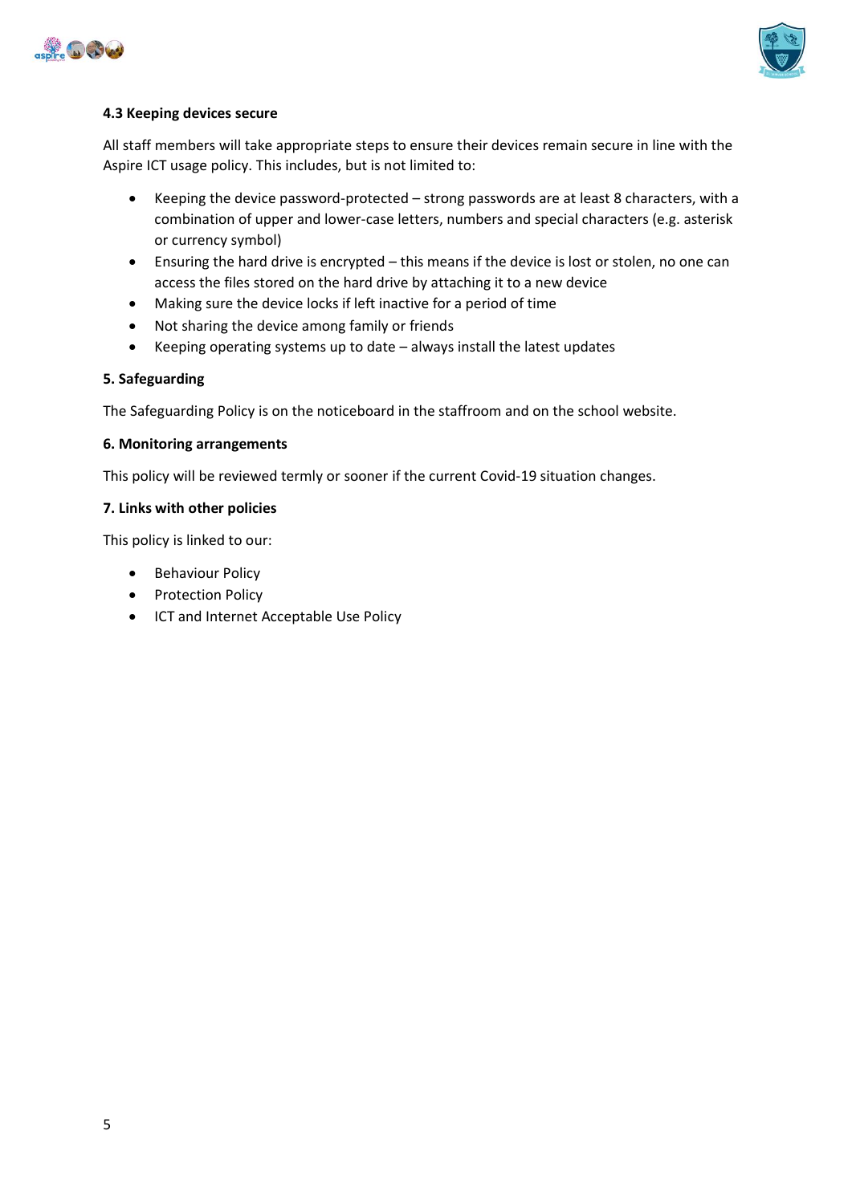#### 4.3 Keeping devices secure

All staff members will take appropriate steps to ensure their devices remain secure in line with the Aspire ICT usage policy. This includes, but is not limited to:

- Keeping the device password-protected – strong passwords are at least 8 characters, with a combination of upper and lower-case letters, numbers and special characters (e.g. asterisk or currency symbol)
- Ensuring the hard drive is encrypted – this means if the device is lost or stolen, no one can access the files stored on the hard drive by attaching it to a new device
- Making sure the device locks if left inactive for a period of time
- Not sharing the device among family or friends
- Keeping operating systems up to date – always install the latest updates

### 5. Safeguarding

The Safeguarding Policy is on the noticeboard in the staffroom and on the school website.

### 6. Monitoring arrangements

This policy will be reviewed termly or sooner if the current Covid-19 situation changes.

### 7. Links with other policies

This policy is linked to our:

- Behaviour Policy
- Protection Policy
- ICT and Internet Acceptable Use Policy